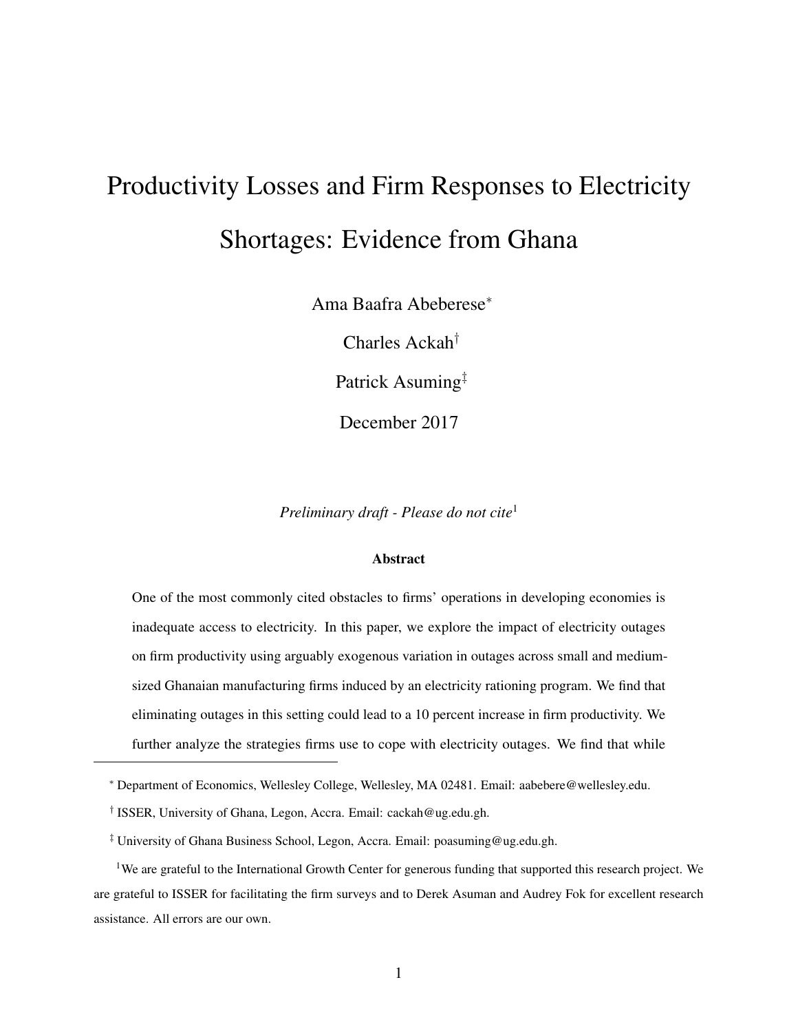# Productivity Losses and Firm Responses to Electricity Shortages: Evidence from Ghana

Ama Baafra Abeberese[*]

Charles Ackah[†]

Patrick Asuming[‡]

December 2017

*Preliminary draft - Please do not cite*[1]

### Abstract

One of the most commonly cited obstacles to firms' operations in developing economies is inadequate access to electricity. In this paper, we explore the impact of electricity outages on firm productivity using arguably exogenous variation in outages across small and medium-sized Ghanaian manufacturing firms induced by an electricity rationing program. We find that eliminating outages in this setting could lead to a 10 percent increase in firm productivity. We further analyze the strategies firms use to cope with electricity outages. We find that while

---

[*] Department of Economics, Wellesley College, Wellesley, MA 02481. Email: aabebere@wellesley.edu.

[†] ISSER, University of Ghana, Legon, Accra. Email: cackah@ug.edu.gh.

[‡] University of Ghana Business School, Legon, Accra. Email: poasuming@ug.edu.gh.

[1] We are grateful to the International Growth Center for generous funding that supported this research project. We are grateful to ISSER for facilitating the firm surveys and to Derek Asuman and Audrey Fok for excellent research assistance. All errors are our own.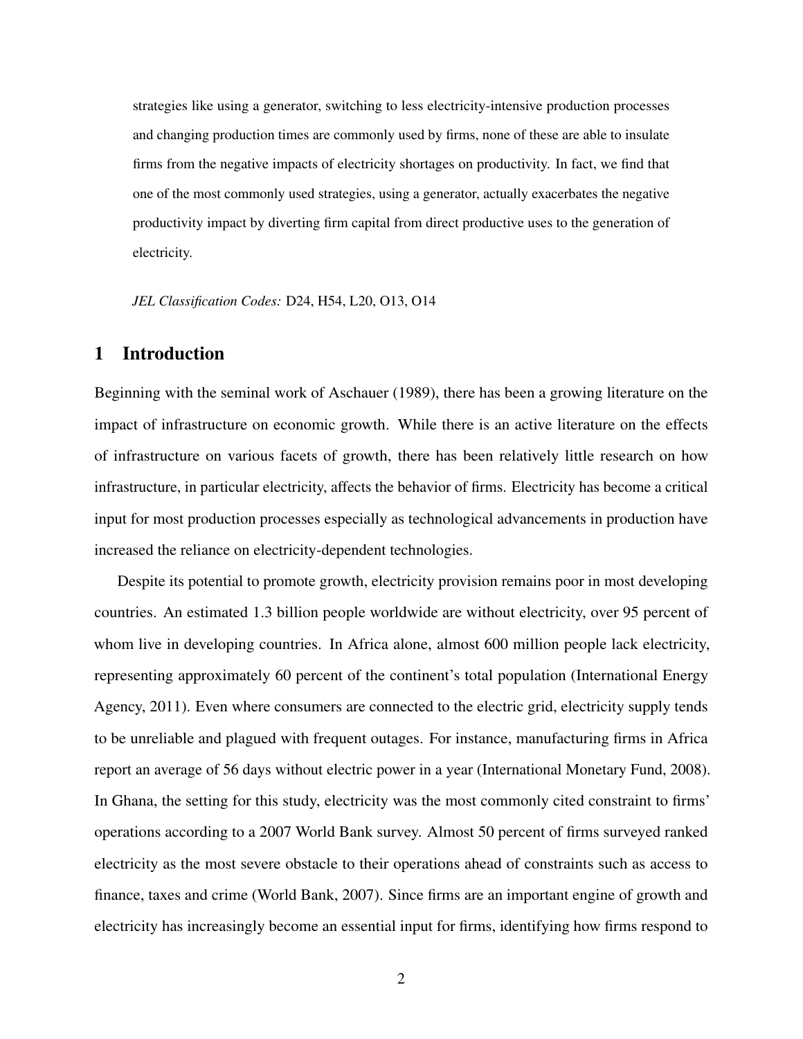strategies like using a generator, switching to less electricity-intensive production processes and changing production times are commonly used by firms, none of these are able to insulate firms from the negative impacts of electricity shortages on productivity. In fact, we find that one of the most commonly used strategies, using a generator, actually exacerbates the negative productivity impact by diverting firm capital from direct productive uses to the generation of electricity.

*JEL Classification Codes:* D24, H54, L20, O13, O14

## 1 Introduction

Beginning with the seminal work of Aschauer (1989), there has been a growing literature on the impact of infrastructure on economic growth. While there is an active literature on the effects of infrastructure on various facets of growth, there has been relatively little research on how infrastructure, in particular electricity, affects the behavior of firms. Electricity has become a critical input for most production processes especially as technological advancements in production have increased the reliance on electricity-dependent technologies.

Despite its potential to promote growth, electricity provision remains poor in most developing countries. An estimated 1.3 billion people worldwide are without electricity, over 95 percent of whom live in developing countries. In Africa alone, almost 600 million people lack electricity, representing approximately 60 percent of the continent's total population (International Energy Agency, 2011). Even where consumers are connected to the electric grid, electricity supply tends to be unreliable and plagued with frequent outages. For instance, manufacturing firms in Africa report an average of 56 days without electric power in a year (International Monetary Fund, 2008). In Ghana, the setting for this study, electricity was the most commonly cited constraint to firms' operations according to a 2007 World Bank survey. Almost 50 percent of firms surveyed ranked electricity as the most severe obstacle to their operations ahead of constraints such as access to finance, taxes and crime (World Bank, 2007). Since firms are an important engine of growth and electricity has increasingly become an essential input for firms, identifying how firms respond to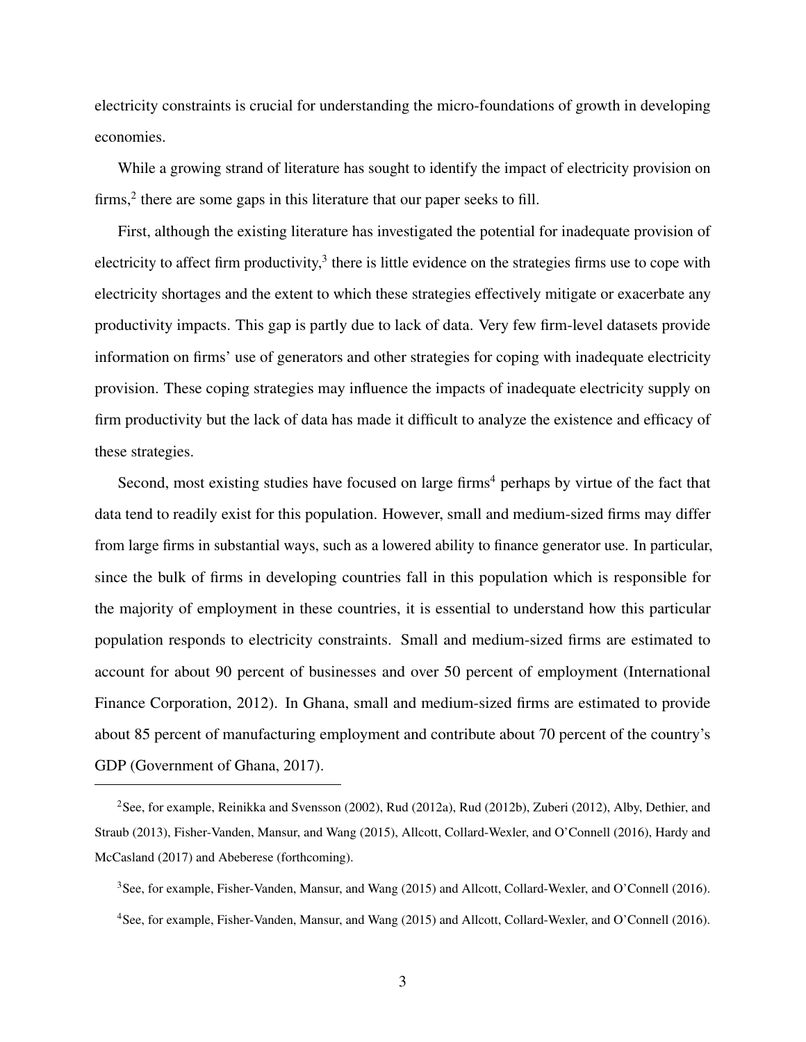electricity constraints is crucial for understanding the micro-foundations of growth in developing economies.

While a growing strand of literature has sought to identify the impact of electricity provision on firms,[2] there are some gaps in this literature that our paper seeks to fill.

First, although the existing literature has investigated the potential for inadequate provision of electricity to affect firm productivity,[3] there is little evidence on the strategies firms use to cope with electricity shortages and the extent to which these strategies effectively mitigate or exacerbate any productivity impacts. This gap is partly due to lack of data. Very few firm-level datasets provide information on firms' use of generators and other strategies for coping with inadequate electricity provision. These coping strategies may influence the impacts of inadequate electricity supply on firm productivity but the lack of data has made it difficult to analyze the existence and efficacy of these strategies.

Second, most existing studies have focused on large firms[4] perhaps by virtue of the fact that data tend to readily exist for this population. However, small and medium-sized firms may differ from large firms in substantial ways, such as a lowered ability to finance generator use. In particular, since the bulk of firms in developing countries fall in this population which is responsible for the majority of employment in these countries, it is essential to understand how this particular population responds to electricity constraints. Small and medium-sized firms are estimated to account for about 90 percent of businesses and over 50 percent of employment (International Finance Corporation, 2012). In Ghana, small and medium-sized firms are estimated to provide about 85 percent of manufacturing employment and contribute about 70 percent of the country's GDP (Government of Ghana, 2017).

[2] See, for example, Reinikka and Svensson (2002), Rud (2012a), Rud (2012b), Zuberi (2012), Alby, Dethier, and Straub (2013), Fisher-Vanden, Mansur, and Wang (2015), Allcott, Collard-Wexler, and O'Connell (2016), Hardy and McCasland (2017) and Abeberese (forthcoming).

[3] See, for example, Fisher-Vanden, Mansur, and Wang (2015) and Allcott, Collard-Wexler, and O'Connell (2016).

[4] See, for example, Fisher-Vanden, Mansur, and Wang (2015) and Allcott, Collard-Wexler, and O'Connell (2016).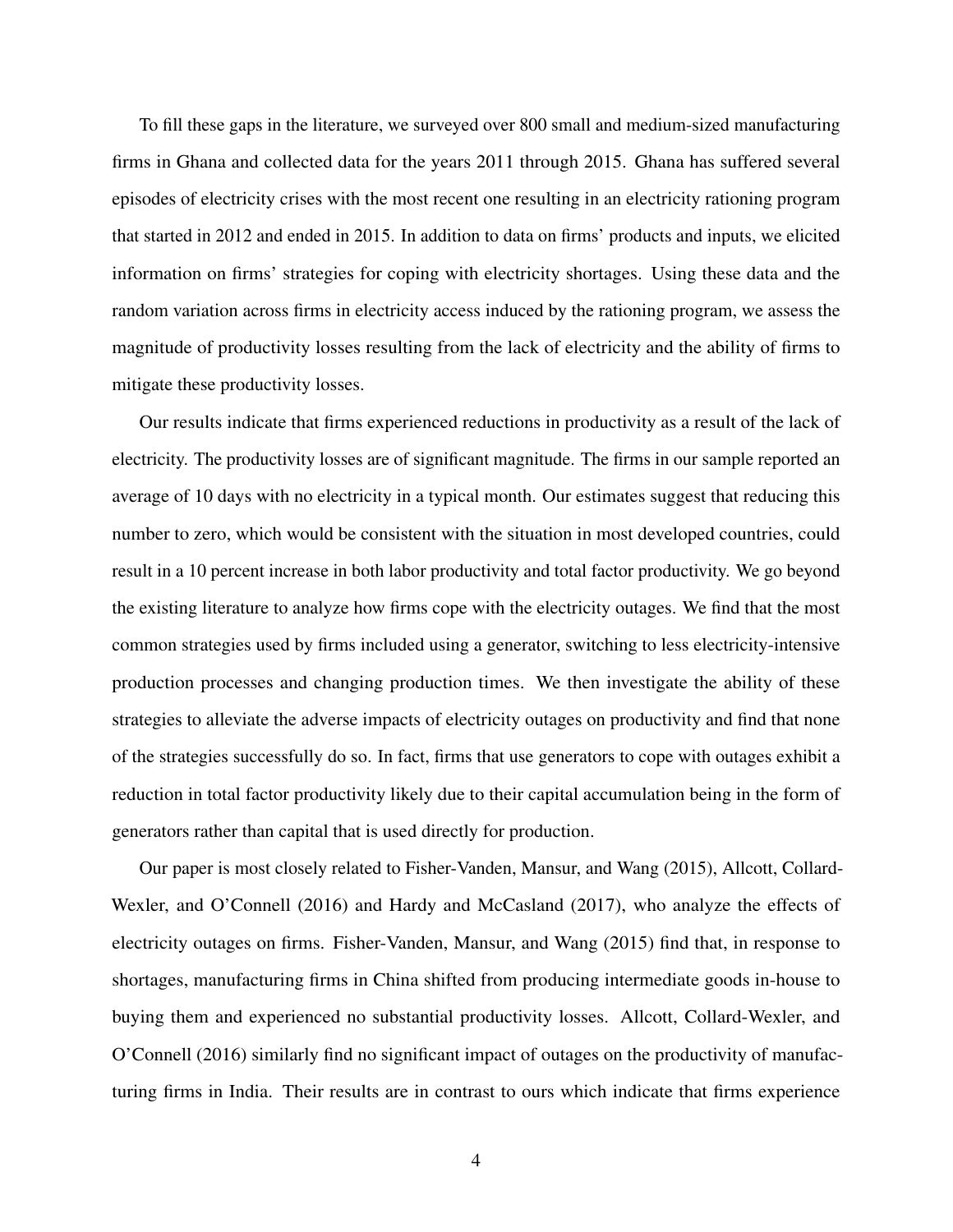To fill these gaps in the literature, we surveyed over 800 small and medium-sized manufacturing firms in Ghana and collected data for the years 2011 through 2015. Ghana has suffered several episodes of electricity crises with the most recent one resulting in an electricity rationing program that started in 2012 and ended in 2015. In addition to data on firms' products and inputs, we elicited information on firms' strategies for coping with electricity shortages. Using these data and the random variation across firms in electricity access induced by the rationing program, we assess the magnitude of productivity losses resulting from the lack of electricity and the ability of firms to mitigate these productivity losses.

Our results indicate that firms experienced reductions in productivity as a result of the lack of electricity. The productivity losses are of significant magnitude. The firms in our sample reported an average of 10 days with no electricity in a typical month. Our estimates suggest that reducing this number to zero, which would be consistent with the situation in most developed countries, could result in a 10 percent increase in both labor productivity and total factor productivity. We go beyond the existing literature to analyze how firms cope with the electricity outages. We find that the most common strategies used by firms included using a generator, switching to less electricity-intensive production processes and changing production times. We then investigate the ability of these strategies to alleviate the adverse impacts of electricity outages on productivity and find that none of the strategies successfully do so. In fact, firms that use generators to cope with outages exhibit a reduction in total factor productivity likely due to their capital accumulation being in the form of generators rather than capital that is used directly for production.

Our paper is most closely related to Fisher-Vanden, Mansur, and Wang (2015), Allcott, Collard-Wexler, and O'Connell (2016) and Hardy and McCasland (2017), who analyze the effects of electricity outages on firms. Fisher-Vanden, Mansur, and Wang (2015) find that, in response to shortages, manufacturing firms in China shifted from producing intermediate goods in-house to buying them and experienced no substantial productivity losses. Allcott, Collard-Wexler, and O'Connell (2016) similarly find no significant impact of outages on the productivity of manufacturing firms in India. Their results are in contrast to ours which indicate that firms experience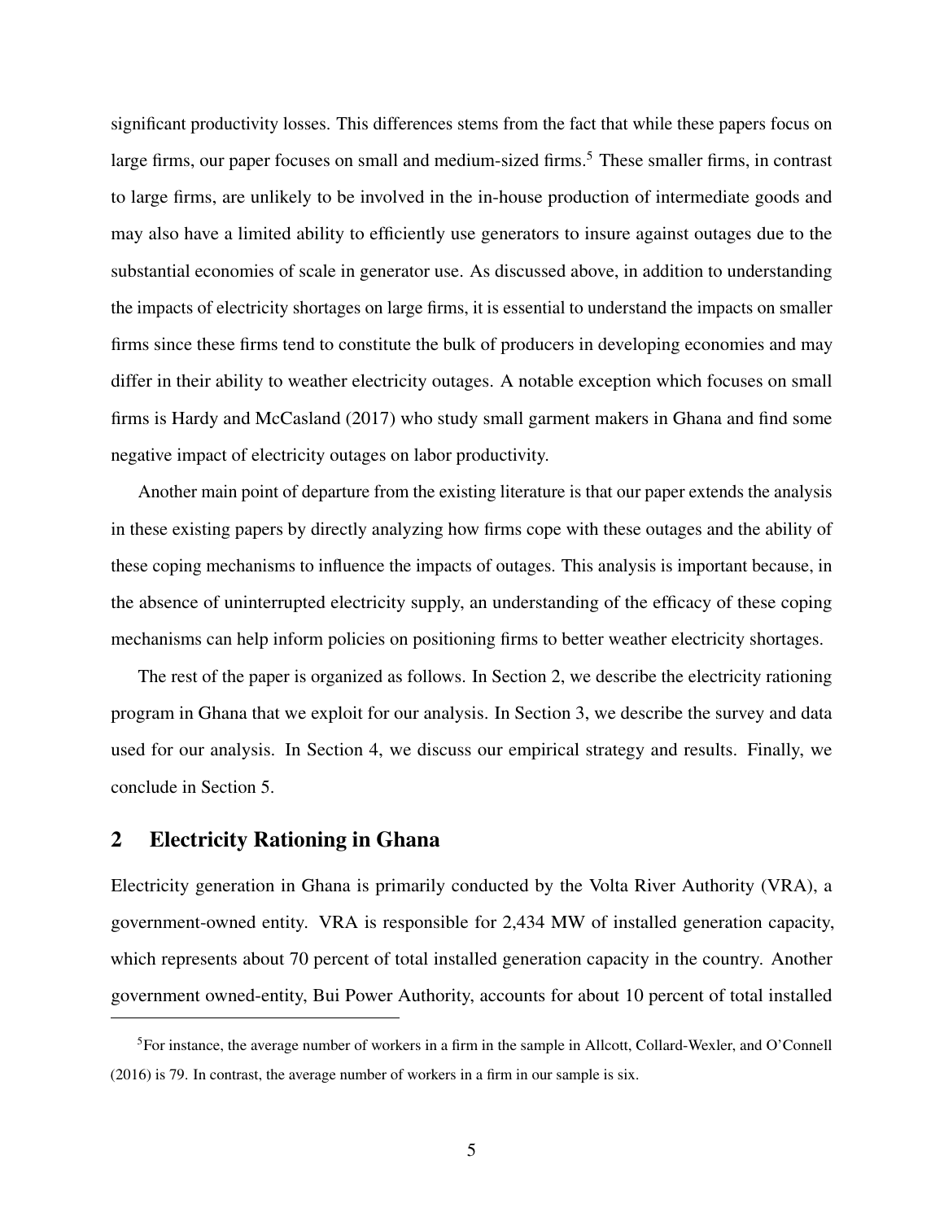significant productivity losses. This differences stems from the fact that while these papers focus on large firms, our paper focuses on small and medium-sized firms.[5] These smaller firms, in contrast to large firms, are unlikely to be involved in the in-house production of intermediate goods and may also have a limited ability to efficiently use generators to insure against outages due to the substantial economies of scale in generator use. As discussed above, in addition to understanding the impacts of electricity shortages on large firms, it is essential to understand the impacts on smaller firms since these firms tend to constitute the bulk of producers in developing economies and may differ in their ability to weather electricity outages. A notable exception which focuses on small firms is Hardy and McCasland (2017) who study small garment makers in Ghana and find some negative impact of electricity outages on labor productivity.

Another main point of departure from the existing literature is that our paper extends the analysis in these existing papers by directly analyzing how firms cope with these outages and the ability of these coping mechanisms to influence the impacts of outages. This analysis is important because, in the absence of uninterrupted electricity supply, an understanding of the efficacy of these coping mechanisms can help inform policies on positioning firms to better weather electricity shortages.

The rest of the paper is organized as follows. In Section 2, we describe the electricity rationing program in Ghana that we exploit for our analysis. In Section 3, we describe the survey and data used for our analysis. In Section 4, we discuss our empirical strategy and results. Finally, we conclude in Section 5.

## 2 Electricity Rationing in Ghana

Electricity generation in Ghana is primarily conducted by the Volta River Authority (VRA), a government-owned entity. VRA is responsible for 2,434 MW of installed generation capacity, which represents about 70 percent of total installed generation capacity in the country. Another government owned-entity, Bui Power Authority, accounts for about 10 percent of total installed

[5] For instance, the average number of workers in a firm in the sample in Allcott, Collard-Wexler, and O'Connell (2016) is 79. In contrast, the average number of workers in a firm in our sample is six.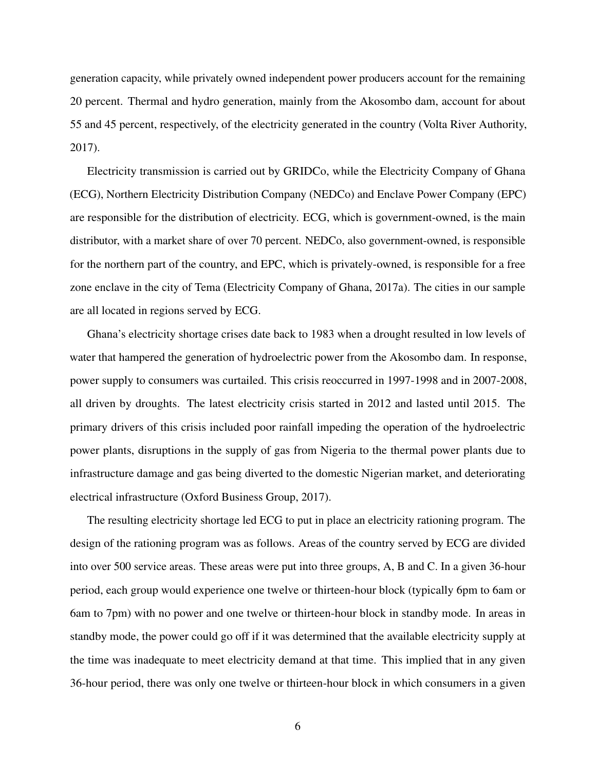generation capacity, while privately owned independent power producers account for the remaining 20 percent. Thermal and hydro generation, mainly from the Akosombo dam, account for about 55 and 45 percent, respectively, of the electricity generated in the country (Volta River Authority, 2017).

Electricity transmission is carried out by GRIDCo, while the Electricity Company of Ghana (ECG), Northern Electricity Distribution Company (NEDCo) and Enclave Power Company (EPC) are responsible for the distribution of electricity. ECG, which is government-owned, is the main distributor, with a market share of over 70 percent. NEDCo, also government-owned, is responsible for the northern part of the country, and EPC, which is privately-owned, is responsible for a free zone enclave in the city of Tema (Electricity Company of Ghana, 2017a). The cities in our sample are all located in regions served by ECG.

Ghana's electricity shortage crises date back to 1983 when a drought resulted in low levels of water that hampered the generation of hydroelectric power from the Akosombo dam. In response, power supply to consumers was curtailed. This crisis reoccurred in 1997-1998 and in 2007-2008, all driven by droughts. The latest electricity crisis started in 2012 and lasted until 2015. The primary drivers of this crisis included poor rainfall impeding the operation of the hydroelectric power plants, disruptions in the supply of gas from Nigeria to the thermal power plants due to infrastructure damage and gas being diverted to the domestic Nigerian market, and deteriorating electrical infrastructure (Oxford Business Group, 2017).

The resulting electricity shortage led ECG to put in place an electricity rationing program. The design of the rationing program was as follows. Areas of the country served by ECG are divided into over 500 service areas. These areas were put into three groups, A, B and C. In a given 36-hour period, each group would experience one twelve or thirteen-hour block (typically 6pm to 6am or 6am to 7pm) with no power and one twelve or thirteen-hour block in standby mode. In areas in standby mode, the power could go off if it was determined that the available electricity supply at the time was inadequate to meet electricity demand at that time. This implied that in any given 36-hour period, there was only one twelve or thirteen-hour block in which consumers in a given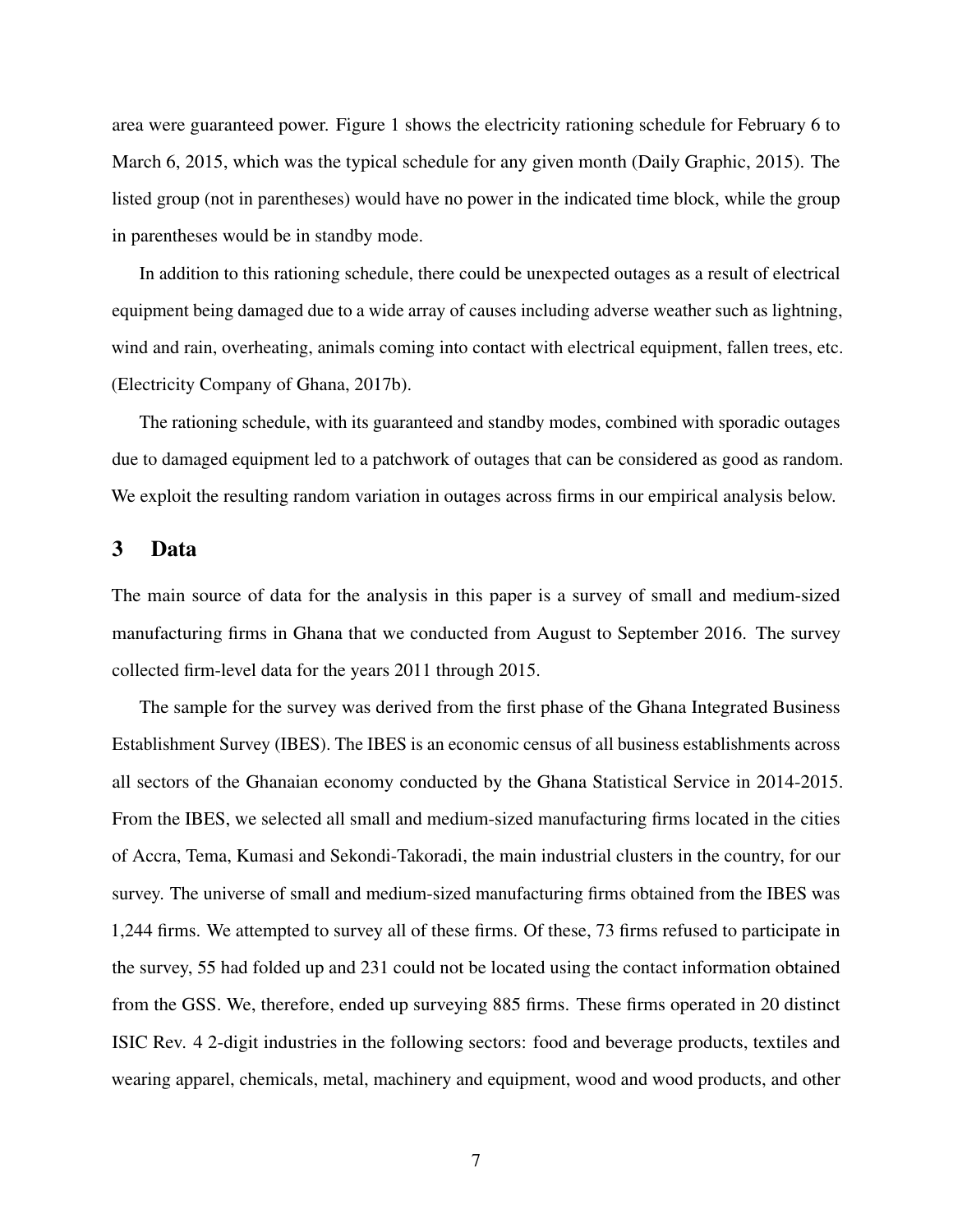area were guaranteed power. Figure 1 shows the electricity rationing schedule for February 6 to March 6, 2015, which was the typical schedule for any given month (Daily Graphic, 2015). The listed group (not in parentheses) would have no power in the indicated time block, while the group in parentheses would be in standby mode.

In addition to this rationing schedule, there could be unexpected outages as a result of electrical equipment being damaged due to a wide array of causes including adverse weather such as lightning, wind and rain, overheating, animals coming into contact with electrical equipment, fallen trees, etc. (Electricity Company of Ghana, 2017b).

The rationing schedule, with its guaranteed and standby modes, combined with sporadic outages due to damaged equipment led to a patchwork of outages that can be considered as good as random. We exploit the resulting random variation in outages across firms in our empirical analysis below.

## 3 Data

The main source of data for the analysis in this paper is a survey of small and medium-sized manufacturing firms in Ghana that we conducted from August to September 2016. The survey collected firm-level data for the years 2011 through 2015.

The sample for the survey was derived from the first phase of the Ghana Integrated Business Establishment Survey (IBES). The IBES is an economic census of all business establishments across all sectors of the Ghanaian economy conducted by the Ghana Statistical Service in 2014-2015. From the IBES, we selected all small and medium-sized manufacturing firms located in the cities of Accra, Tema, Kumasi and Sekondi-Takoradi, the main industrial clusters in the country, for our survey. The universe of small and medium-sized manufacturing firms obtained from the IBES was 1,244 firms. We attempted to survey all of these firms. Of these, 73 firms refused to participate in the survey, 55 had folded up and 231 could not be located using the contact information obtained from the GSS. We, therefore, ended up surveying 885 firms. These firms operated in 20 distinct ISIC Rev. 4 2-digit industries in the following sectors: food and beverage products, textiles and wearing apparel, chemicals, metal, machinery and equipment, wood and wood products, and other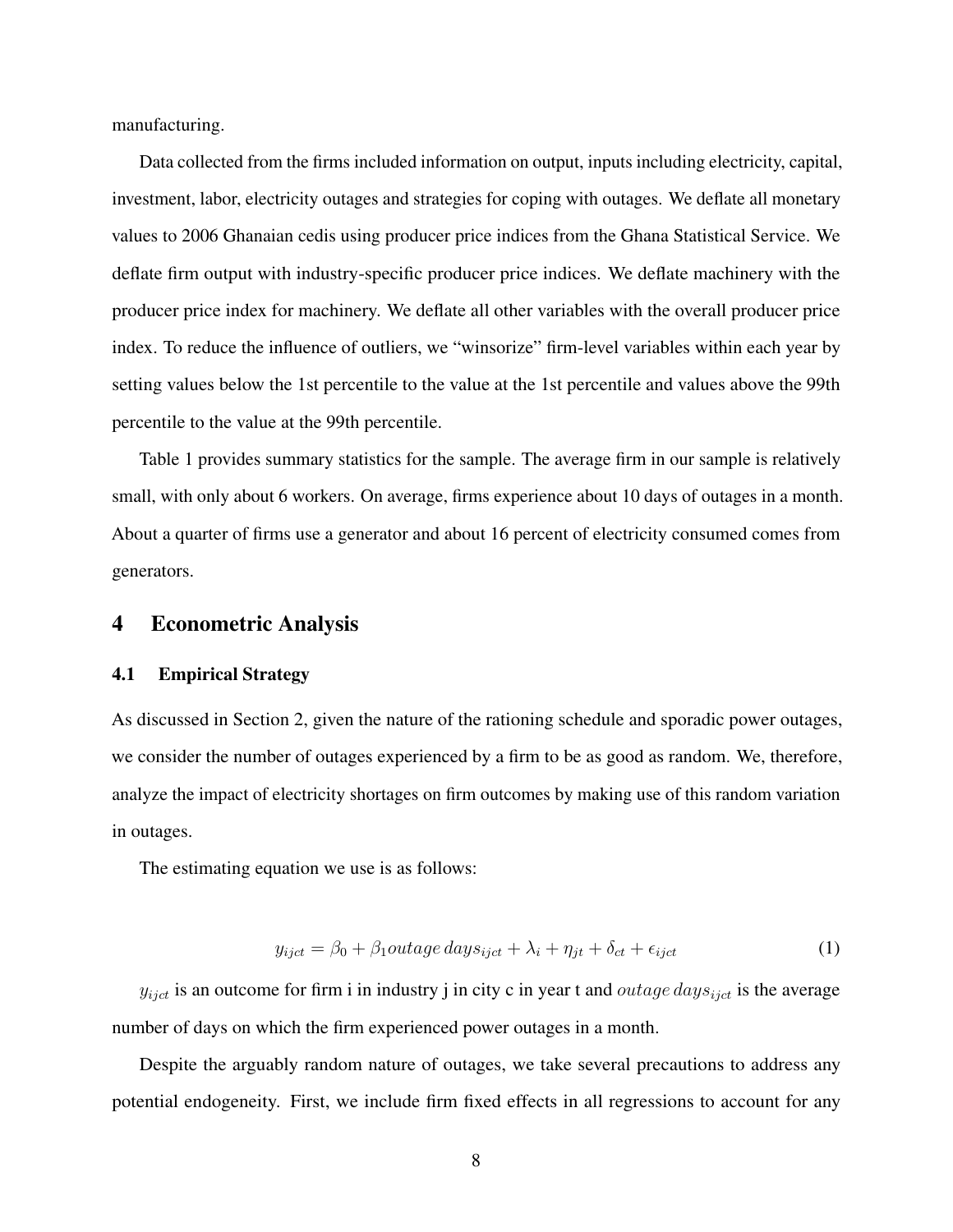manufacturing.

Data collected from the firms included information on output, inputs including electricity, capital, investment, labor, electricity outages and strategies for coping with outages. We deflate all monetary values to 2006 Ghanaian cedis using producer price indices from the Ghana Statistical Service. We deflate firm output with industry-specific producer price indices. We deflate machinery with the producer price index for machinery. We deflate all other variables with the overall producer price index. To reduce the influence of outliers, we "winsorize" firm-level variables within each year by setting values below the 1st percentile to the value at the 1st percentile and values above the 99th percentile to the value at the 99th percentile.

Table 1 provides summary statistics for the sample. The average firm in our sample is relatively small, with only about 6 workers. On average, firms experience about 10 days of outages in a month. About a quarter of firms use a generator and about 16 percent of electricity consumed comes from generators.

# 4 Econometric Analysis

## 4.1 Empirical Strategy

As discussed in Section 2, given the nature of the rationing schedule and sporadic power outages, we consider the number of outages experienced by a firm to be as good as random. We, therefore, analyze the impact of electricity shortages on firm outcomes by making use of this random variation in outages.

The estimating equation we use is as follows:

$$y_{ijct} = \beta_0 + \beta_1 outage\,days_{ijct} + \lambda_i + \eta_{jt} + \delta_{ct} + \epsilon_{ijct} \tag{1}$$

$y_{ijct}$ is an outcome for firm i in industry j in city c in year t and $outage\,days_{ijct}$ is the average number of days on which the firm experienced power outages in a month.

Despite the arguably random nature of outages, we take several precautions to address any potential endogeneity. First, we include firm fixed effects in all regressions to account for any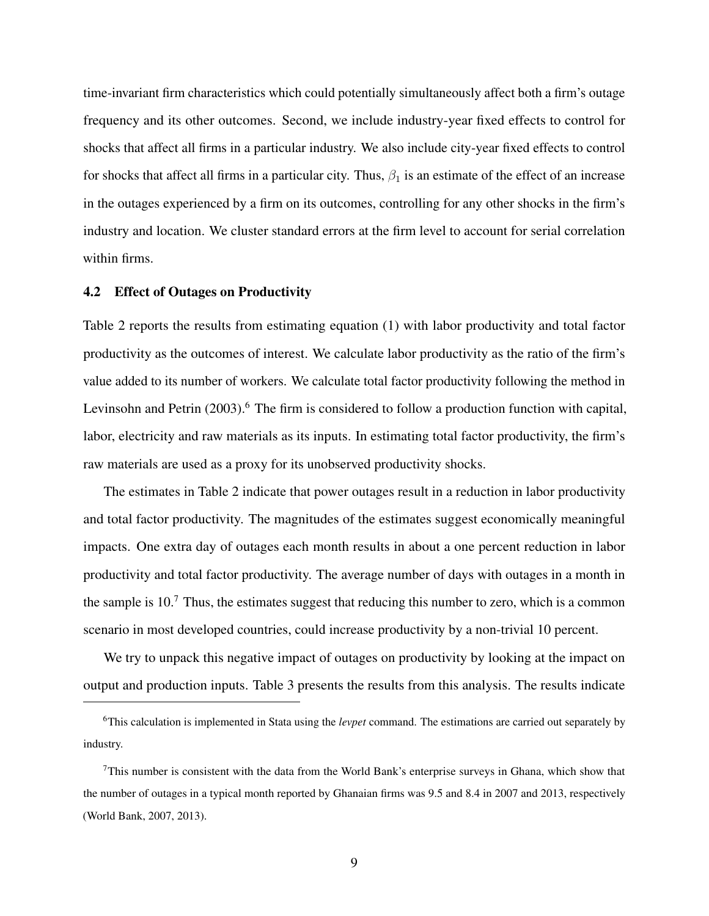time-invariant firm characteristics which could potentially simultaneously affect both a firm's outage frequency and its other outcomes. Second, we include industry-year fixed effects to control for shocks that affect all firms in a particular industry. We also include city-year fixed effects to control for shocks that affect all firms in a particular city. Thus, $\beta_1$ is an estimate of the effect of an increase in the outages experienced by a firm on its outcomes, controlling for any other shocks in the firm's industry and location. We cluster standard errors at the firm level to account for serial correlation within firms.

### 4.2 Effect of Outages on Productivity

Table 2 reports the results from estimating equation (1) with labor productivity and total factor productivity as the outcomes of interest. We calculate labor productivity as the ratio of the firm's value added to its number of workers. We calculate total factor productivity following the method in Levinsohn and Petrin (2003).[6] The firm is considered to follow a production function with capital, labor, electricity and raw materials as its inputs. In estimating total factor productivity, the firm's raw materials are used as a proxy for its unobserved productivity shocks.

The estimates in Table 2 indicate that power outages result in a reduction in labor productivity and total factor productivity. The magnitudes of the estimates suggest economically meaningful impacts. One extra day of outages each month results in about a one percent reduction in labor productivity and total factor productivity. The average number of days with outages in a month in the sample is 10.[7] Thus, the estimates suggest that reducing this number to zero, which is a common scenario in most developed countries, could increase productivity by a non-trivial 10 percent.

We try to unpack this negative impact of outages on productivity by looking at the impact on output and production inputs. Table 3 presents the results from this analysis. The results indicate

---

[6] This calculation is implemented in Stata using the *levpet* command. The estimations are carried out separately by industry.

[7] This number is consistent with the data from the World Bank's enterprise surveys in Ghana, which show that the number of outages in a typical month reported by Ghanaian firms was 9.5 and 8.4 in 2007 and 2013, respectively (World Bank, 2007, 2013).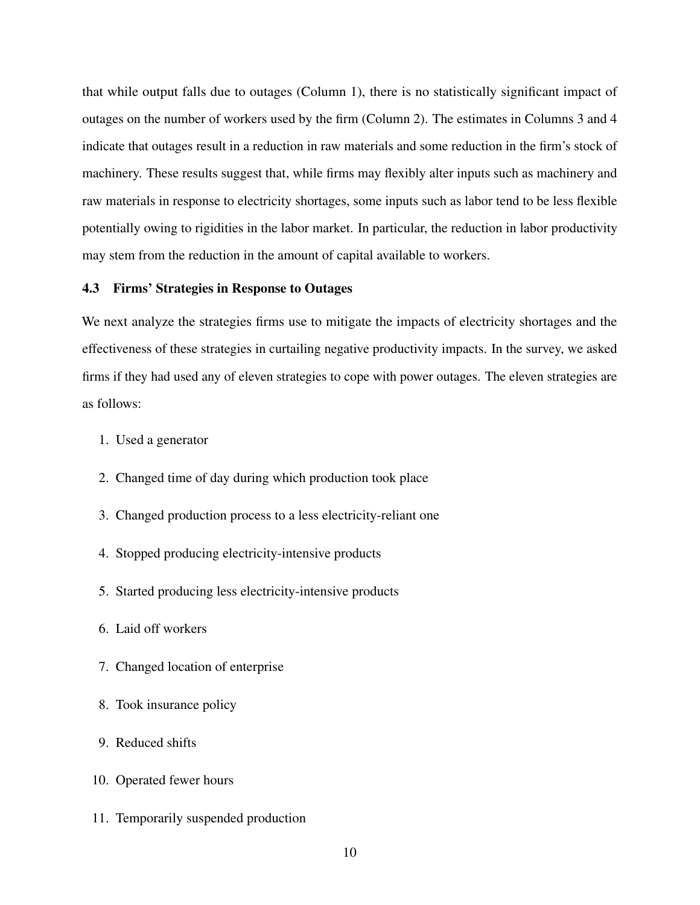that while output falls due to outages (Column 1), there is no statistically significant impact of outages on the number of workers used by the firm (Column 2). The estimates in Columns 3 and 4 indicate that outages result in a reduction in raw materials and some reduction in the firm's stock of machinery. These results suggest that, while firms may flexibly alter inputs such as machinery and raw materials in response to electricity shortages, some inputs such as labor tend to be less flexible potentially owing to rigidities in the labor market. In particular, the reduction in labor productivity may stem from the reduction in the amount of capital available to workers.

### 4.3 Firms' Strategies in Response to Outages

We next analyze the strategies firms use to mitigate the impacts of electricity shortages and the effectiveness of these strategies in curtailing negative productivity impacts. In the survey, we asked firms if they had used any of eleven strategies to cope with power outages. The eleven strategies are as follows:

1. Used a generator
2. Changed time of day during which production took place
3. Changed production process to a less electricity-reliant one
4. Stopped producing electricity-intensive products
5. Started producing less electricity-intensive products
6. Laid off workers
7. Changed location of enterprise
8. Took insurance policy
9. Reduced shifts
10. Operated fewer hours
11. Temporarily suspended production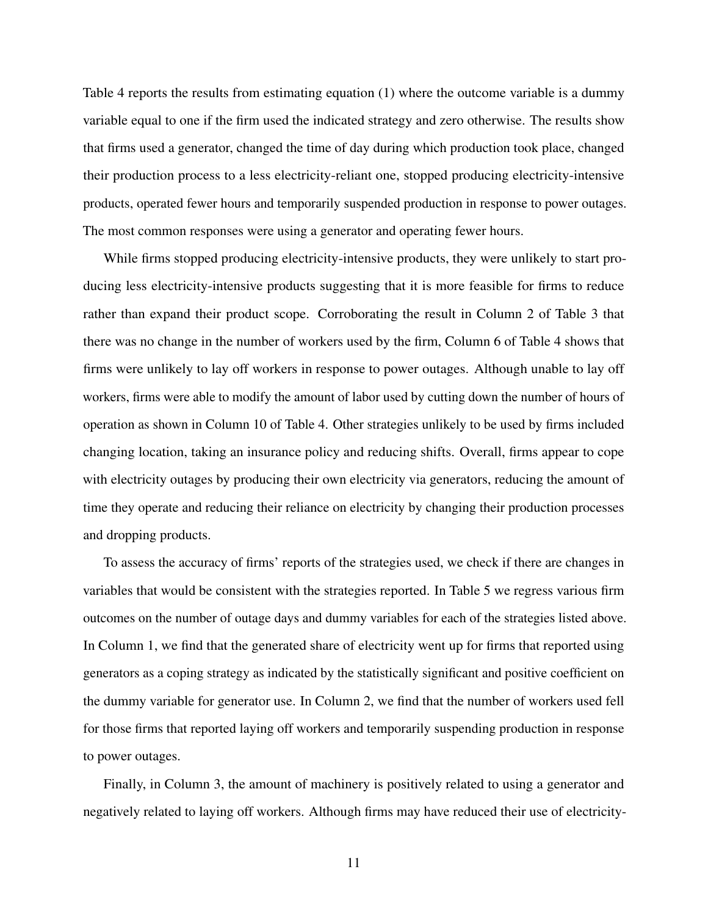Table 4 reports the results from estimating equation (1) where the outcome variable is a dummy variable equal to one if the firm used the indicated strategy and zero otherwise. The results show that firms used a generator, changed the time of day during which production took place, changed their production process to a less electricity-reliant one, stopped producing electricity-intensive products, operated fewer hours and temporarily suspended production in response to power outages. The most common responses were using a generator and operating fewer hours.

While firms stopped producing electricity-intensive products, they were unlikely to start producing less electricity-intensive products suggesting that it is more feasible for firms to reduce rather than expand their product scope. Corroborating the result in Column 2 of Table 3 that there was no change in the number of workers used by the firm, Column 6 of Table 4 shows that firms were unlikely to lay off workers in response to power outages. Although unable to lay off workers, firms were able to modify the amount of labor used by cutting down the number of hours of operation as shown in Column 10 of Table 4. Other strategies unlikely to be used by firms included changing location, taking an insurance policy and reducing shifts. Overall, firms appear to cope with electricity outages by producing their own electricity via generators, reducing the amount of time they operate and reducing their reliance on electricity by changing their production processes and dropping products.

To assess the accuracy of firms' reports of the strategies used, we check if there are changes in variables that would be consistent with the strategies reported. In Table 5 we regress various firm outcomes on the number of outage days and dummy variables for each of the strategies listed above. In Column 1, we find that the generated share of electricity went up for firms that reported using generators as a coping strategy as indicated by the statistically significant and positive coefficient on the dummy variable for generator use. In Column 2, we find that the number of workers used fell for those firms that reported laying off workers and temporarily suspending production in response to power outages.

Finally, in Column 3, the amount of machinery is positively related to using a generator and negatively related to laying off workers. Although firms may have reduced their use of electricity-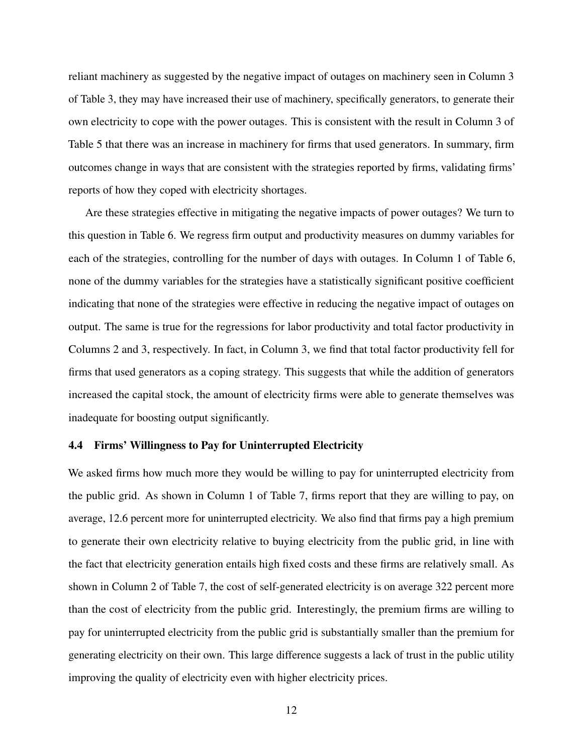reliant machinery as suggested by the negative impact of outages on machinery seen in Column 3 of Table 3, they may have increased their use of machinery, specifically generators, to generate their own electricity to cope with the power outages. This is consistent with the result in Column 3 of Table 5 that there was an increase in machinery for firms that used generators. In summary, firm outcomes change in ways that are consistent with the strategies reported by firms, validating firms' reports of how they coped with electricity shortages.

Are these strategies effective in mitigating the negative impacts of power outages? We turn to this question in Table 6. We regress firm output and productivity measures on dummy variables for each of the strategies, controlling for the number of days with outages. In Column 1 of Table 6, none of the dummy variables for the strategies have a statistically significant positive coefficient indicating that none of the strategies were effective in reducing the negative impact of outages on output. The same is true for the regressions for labor productivity and total factor productivity in Columns 2 and 3, respectively. In fact, in Column 3, we find that total factor productivity fell for firms that used generators as a coping strategy. This suggests that while the addition of generators increased the capital stock, the amount of electricity firms were able to generate themselves was inadequate for boosting output significantly.

### 4.4 Firms' Willingness to Pay for Uninterrupted Electricity

We asked firms how much more they would be willing to pay for uninterrupted electricity from the public grid. As shown in Column 1 of Table 7, firms report that they are willing to pay, on average, 12.6 percent more for uninterrupted electricity. We also find that firms pay a high premium to generate their own electricity relative to buying electricity from the public grid, in line with the fact that electricity generation entails high fixed costs and these firms are relatively small. As shown in Column 2 of Table 7, the cost of self-generated electricity is on average 322 percent more than the cost of electricity from the public grid. Interestingly, the premium firms are willing to pay for uninterrupted electricity from the public grid is substantially smaller than the premium for generating electricity on their own. This large difference suggests a lack of trust in the public utility improving the quality of electricity even with higher electricity prices.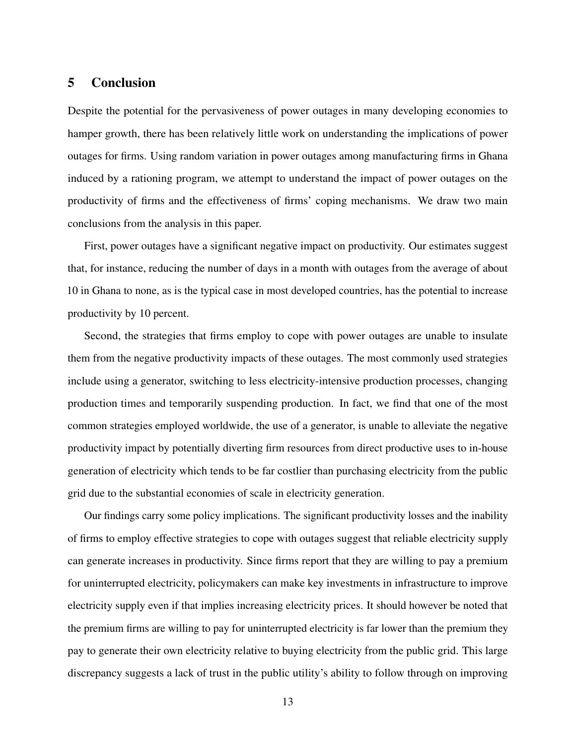## 5 Conclusion

Despite the potential for the pervasiveness of power outages in many developing economies to hamper growth, there has been relatively little work on understanding the implications of power outages for firms. Using random variation in power outages among manufacturing firms in Ghana induced by a rationing program, we attempt to understand the impact of power outages on the productivity of firms and the effectiveness of firms' coping mechanisms. We draw two main conclusions from the analysis in this paper.

First, power outages have a significant negative impact on productivity. Our estimates suggest that, for instance, reducing the number of days in a month with outages from the average of about 10 in Ghana to none, as is the typical case in most developed countries, has the potential to increase productivity by 10 percent.

Second, the strategies that firms employ to cope with power outages are unable to insulate them from the negative productivity impacts of these outages. The most commonly used strategies include using a generator, switching to less electricity-intensive production processes, changing production times and temporarily suspending production. In fact, we find that one of the most common strategies employed worldwide, the use of a generator, is unable to alleviate the negative productivity impact by potentially diverting firm resources from direct productive uses to in-house generation of electricity which tends to be far costlier than purchasing electricity from the public grid due to the substantial economies of scale in electricity generation.

Our findings carry some policy implications. The significant productivity losses and the inability of firms to employ effective strategies to cope with outages suggest that reliable electricity supply can generate increases in productivity. Since firms report that they are willing to pay a premium for uninterrupted electricity, policymakers can make key investments in infrastructure to improve electricity supply even if that implies increasing electricity prices. It should however be noted that the premium firms are willing to pay for uninterrupted electricity is far lower than the premium they pay to generate their own electricity relative to buying electricity from the public grid. This large discrepancy suggests a lack of trust in the public utility's ability to follow through on improving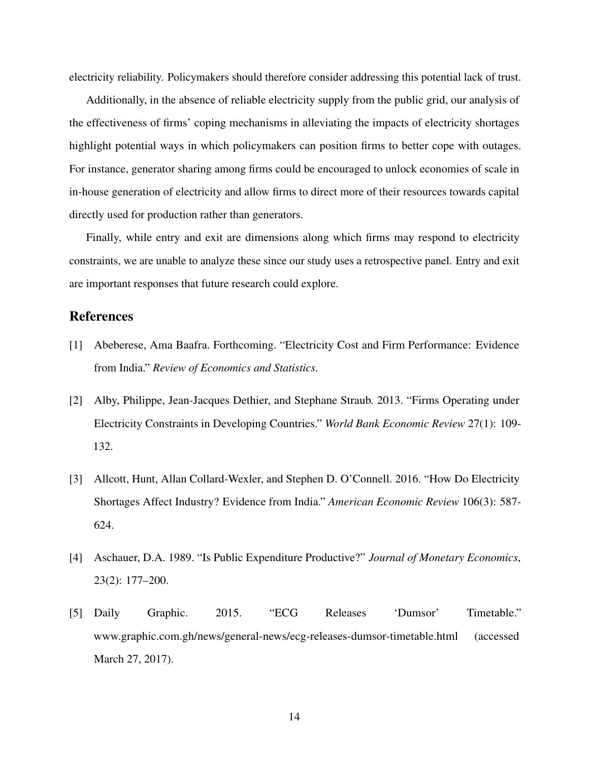electricity reliability. Policymakers should therefore consider addressing this potential lack of trust.

Additionally, in the absence of reliable electricity supply from the public grid, our analysis of the effectiveness of firms' coping mechanisms in alleviating the impacts of electricity shortages highlight potential ways in which policymakers can position firms to better cope with outages. For instance, generator sharing among firms could be encouraged to unlock economies of scale in in-house generation of electricity and allow firms to direct more of their resources towards capital directly used for production rather than generators.

Finally, while entry and exit are dimensions along which firms may respond to electricity constraints, we are unable to analyze these since our study uses a retrospective panel. Entry and exit are important responses that future research could explore.

## References

[1] Abeberese, Ama Baafra. Forthcoming. "Electricity Cost and Firm Performance: Evidence from India." *Review of Economics and Statistics*.

[2] Alby, Philippe, Jean-Jacques Dethier, and Stephane Straub. 2013. "Firms Operating under Electricity Constraints in Developing Countries." *World Bank Economic Review* 27(1): 109-132.

[3] Allcott, Hunt, Allan Collard-Wexler, and Stephen D. O'Connell. 2016. "How Do Electricity Shortages Affect Industry? Evidence from India." *American Economic Review* 106(3): 587-624.

[4] Aschauer, D.A. 1989. "Is Public Expenditure Productive?" *Journal of Monetary Economics*, 23(2): 177–200.

[5] Daily Graphic. 2015. "ECG Releases 'Dumsor' Timetable." www.graphic.com.gh/news/general-news/ecg-releases-dumsor-timetable.html (accessed March 27, 2017).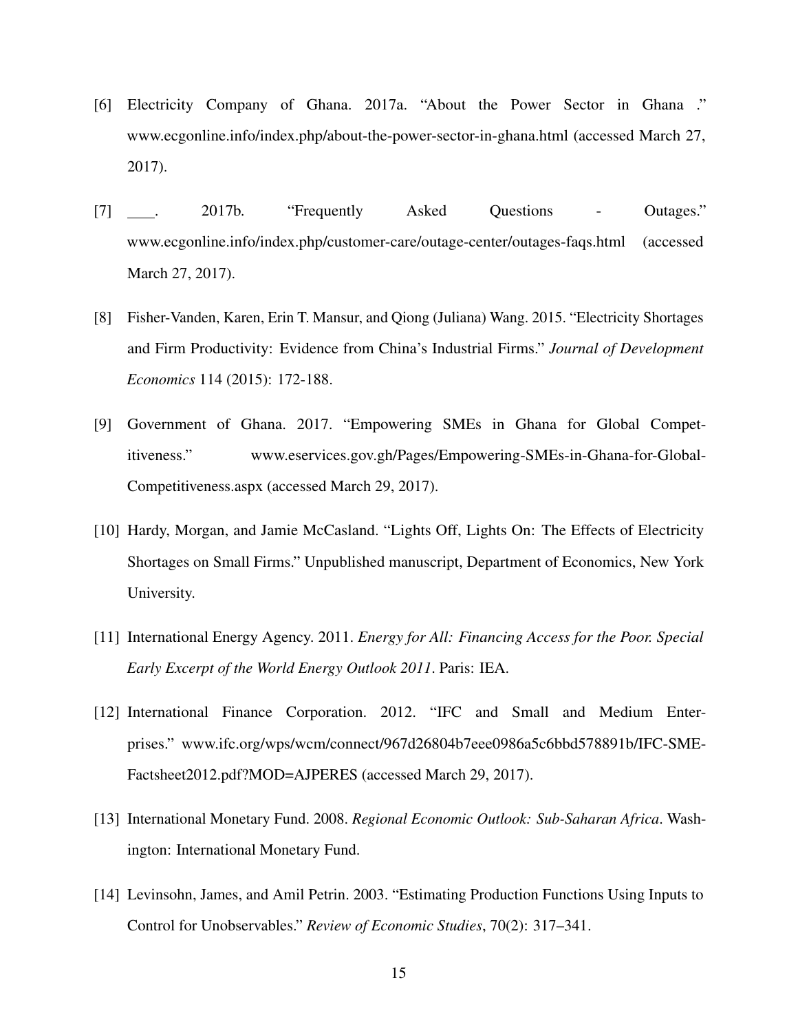[6] Electricity Company of Ghana. 2017a. "About the Power Sector in Ghana ." www.ecgonline.info/index.php/about-the-power-sector-in-ghana.html (accessed March 27, 2017).

[7] ____. 2017b. "Frequently Asked Questions - Outages." www.ecgonline.info/index.php/customer-care/outage-center/outages-faqs.html (accessed March 27, 2017).

[8] Fisher-Vanden, Karen, Erin T. Mansur, and Qiong (Juliana) Wang. 2015. "Electricity Shortages and Firm Productivity: Evidence from China's Industrial Firms." *Journal of Development Economics* 114 (2015): 172-188.

[9] Government of Ghana. 2017. "Empowering SMEs in Ghana for Global Competitiveness." www.eservices.gov.gh/Pages/Empowering-SMEs-in-Ghana-for-Global-Competitiveness.aspx (accessed March 29, 2017).

[10] Hardy, Morgan, and Jamie McCasland. "Lights Off, Lights On: The Effects of Electricity Shortages on Small Firms." Unpublished manuscript, Department of Economics, New York University.

[11] International Energy Agency. 2011. *Energy for All: Financing Access for the Poor. Special Early Excerpt of the World Energy Outlook 2011*. Paris: IEA.

[12] International Finance Corporation. 2012. "IFC and Small and Medium Enterprises." www.ifc.org/wps/wcm/connect/967d26804b7eee0986a5c6bbd578891b/IFC-SME-Factsheet2012.pdf?MOD=AJPERES (accessed March 29, 2017).

[13] International Monetary Fund. 2008. *Regional Economic Outlook: Sub-Saharan Africa*. Washington: International Monetary Fund.

[14] Levinsohn, James, and Amil Petrin. 2003. "Estimating Production Functions Using Inputs to Control for Unobservables." *Review of Economic Studies*, 70(2): 317–341.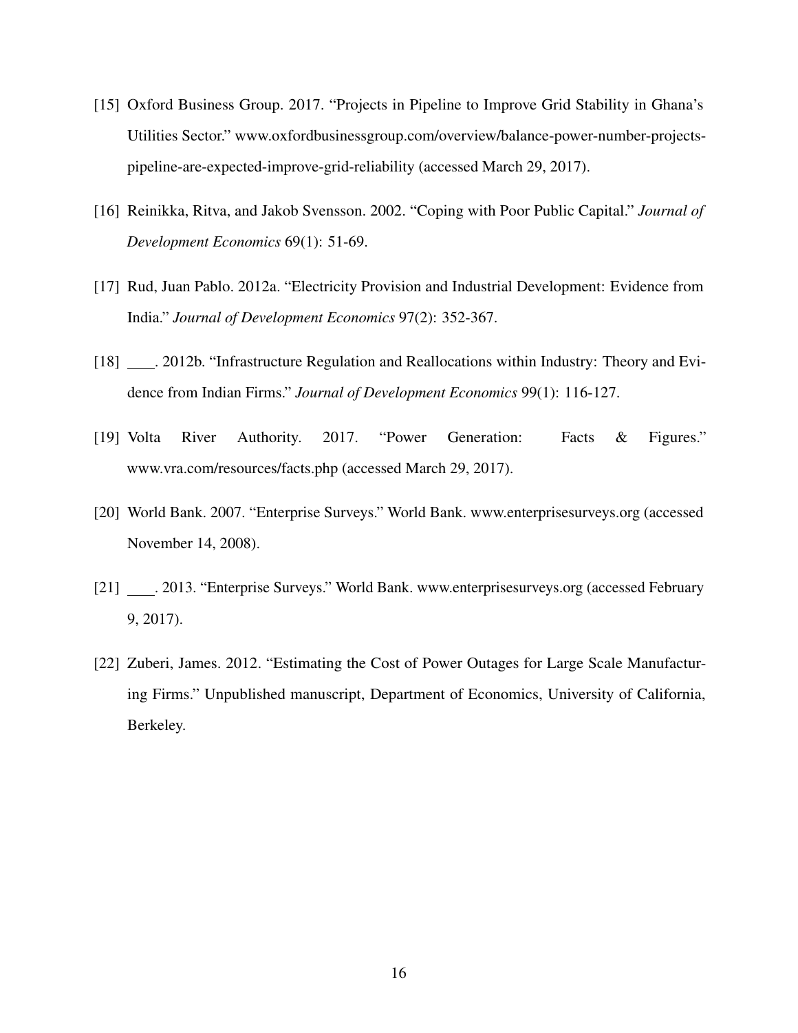[15] Oxford Business Group. 2017. "Projects in Pipeline to Improve Grid Stability in Ghana's Utilities Sector." www.oxfordbusinessgroup.com/overview/balance-power-number-projects-pipeline-are-expected-improve-grid-reliability (accessed March 29, 2017).

[16] Reinikka, Ritva, and Jakob Svensson. 2002. "Coping with Poor Public Capital." *Journal of Development Economics* 69(1): 51-69.

[17] Rud, Juan Pablo. 2012a. "Electricity Provision and Industrial Development: Evidence from India." *Journal of Development Economics* 97(2): 352-367.

[18] ____. 2012b. "Infrastructure Regulation and Reallocations within Industry: Theory and Evidence from Indian Firms." *Journal of Development Economics* 99(1): 116-127.

[19] Volta River Authority. 2017. "Power Generation: Facts & Figures." www.vra.com/resources/facts.php (accessed March 29, 2017).

[20] World Bank. 2007. "Enterprise Surveys." World Bank. www.enterprisesurveys.org (accessed November 14, 2008).

[21] ____. 2013. "Enterprise Surveys." World Bank. www.enterprisesurveys.org (accessed February 9, 2017).

[22] Zuberi, James. 2012. "Estimating the Cost of Power Outages for Large Scale Manufacturing Firms." Unpublished manuscript, Department of Economics, University of California, Berkeley.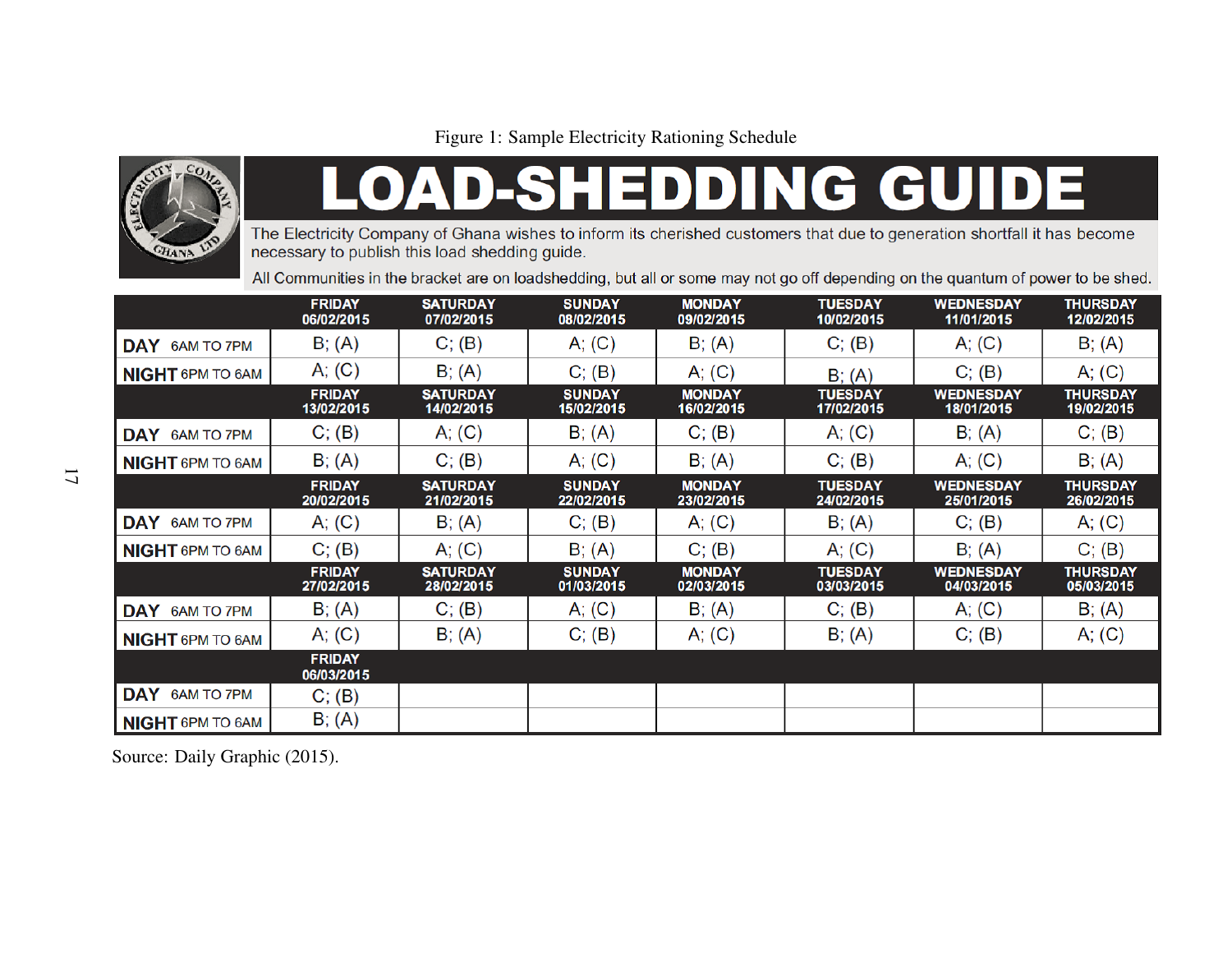Figure 1: Sample Electricity Rationing Schedule

# LOAD-SHEDDING GUIDE

The Electricity Company of Ghana wishes to inform its cherished customers that due to generation shortfall it has become necessary to publish this load shedding guide.

All Communities in the bracket are on loadshedding, but all or some may not go off depending on the quantum of power to be shed.

| | FRIDAY 06/02/2015 | SATURDAY 07/02/2015 | SUNDAY 08/02/2015 | MONDAY 09/02/2015 | TUESDAY 10/02/2015 | WEDNESDAY 11/01/2015 | THURSDAY 12/02/2015 |
|---|---|---|---|---|---|---|---|
| **DAY** 6AM TO 7PM | B; (A) | C; (B) | A; (C) | B; (A) | C; (B) | A; (C) | B; (A) |
| **NIGHT** 6PM TO 6AM | A; (C) | B; (A) | C; (B) | A; (C) | B; (A) | C; (B) | A; (C) |
| | **FRIDAY 13/02/2015** | **SATURDAY 14/02/2015** | **SUNDAY 15/02/2015** | **MONDAY 16/02/2015** | **TUESDAY 17/02/2015** | **WEDNESDAY 18/01/2015** | **THURSDAY 19/02/2015** |
| **DAY** 6AM TO 7PM | C; (B) | A; (C) | B; (A) | C; (B) | A; (C) | B; (A) | C; (B) |
| **NIGHT** 6PM TO 6AM | B; (A) | C; (B) | A; (C) | B; (A) | C; (B) | A; (C) | B; (A) |
| | **FRIDAY 20/02/2015** | **SATURDAY 21/02/2015** | **SUNDAY 22/02/2015** | **MONDAY 23/02/2015** | **TUESDAY 24/02/2015** | **WEDNESDAY 25/01/2015** | **THURSDAY 26/02/2015** |
| **DAY** 6AM TO 7PM | A; (C) | B; (A) | C; (B) | A; (C) | B; (A) | C; (B) | A; (C) |
| **NIGHT** 6PM TO 6AM | C; (B) | A; (C) | B; (A) | C; (B) | A; (C) | B; (A) | C; (B) |
| | **FRIDAY 27/02/2015** | **SATURDAY 28/02/2015** | **SUNDAY 01/03/2015** | **MONDAY 02/03/2015** | **TUESDAY 03/03/2015** | **WEDNESDAY 04/03/2015** | **THURSDAY 05/03/2015** |
| **DAY** 6AM TO 7PM | B; (A) | C; (B) | A; (C) | B; (A) | C; (B) | A; (C) | B; (A) |
| **NIGHT** 6PM TO 6AM | A; (C) | B; (A) | C; (B) | A; (C) | B; (A) | C; (B) | A; (C) |
| | **FRIDAY 06/03/2015** | | | | | | |
| **DAY** 6AM TO 7PM | C; (B) | | | | | | |
| **NIGHT** 6PM TO 6AM | B; (A) | | | | | | |

Source: Daily Graphic (2015).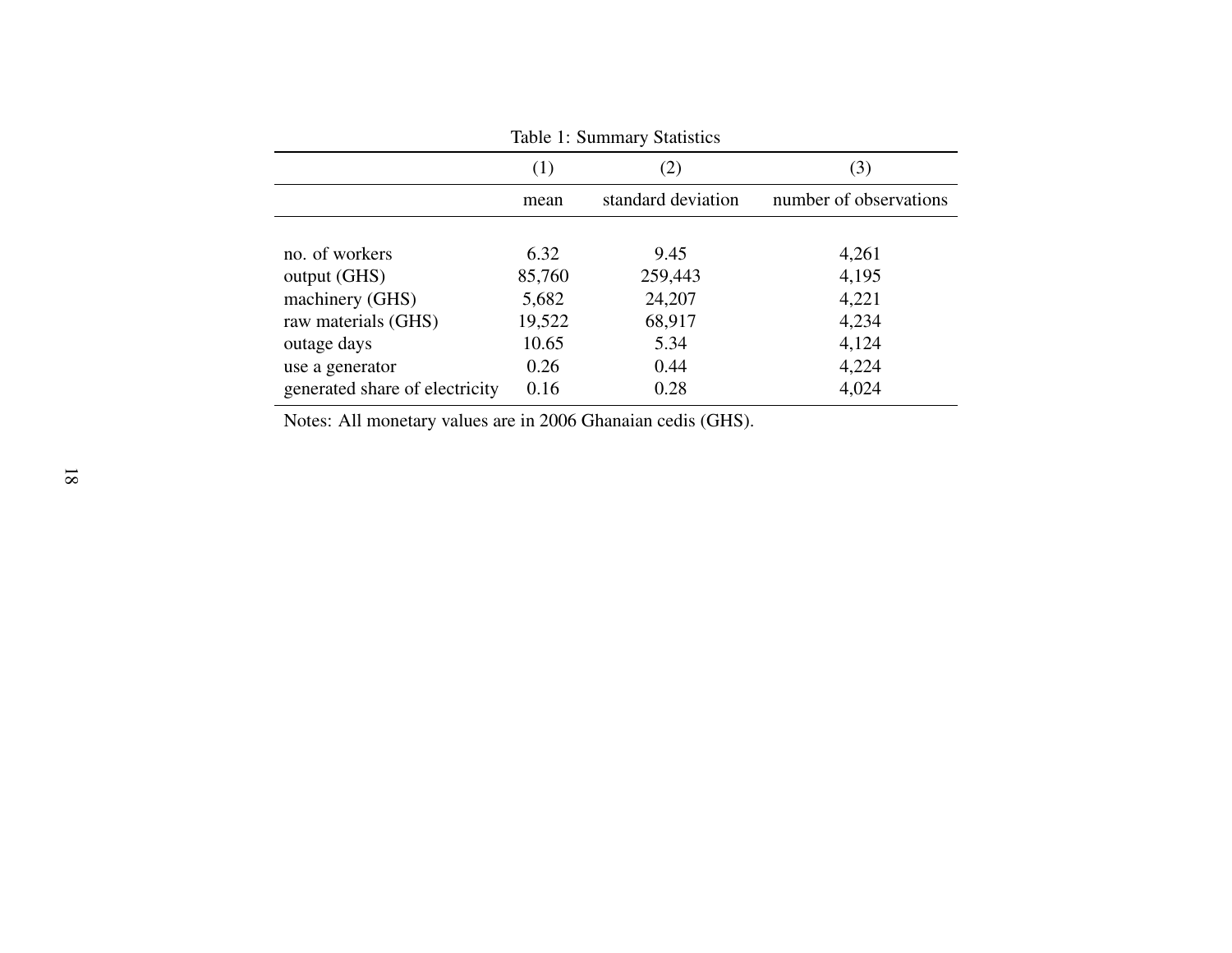Table 1: Summary Statistics

| | (1) | (2) | (3) |
|---|---|---|---|
| | mean | standard deviation | number of observations |
| no. of workers | 6.32 | 9.45 | 4,261 |
| output (GHS) | 85,760 | 259,443 | 4,195 |
| machinery (GHS) | 5,682 | 24,207 | 4,221 |
| raw materials (GHS) | 19,522 | 68,917 | 4,234 |
| outage days | 10.65 | 5.34 | 4,124 |
| use a generator | 0.26 | 0.44 | 4,224 |
| generated share of electricity | 0.16 | 0.28 | 4,024 |

Notes: All monetary values are in 2006 Ghanaian cedis (GHS).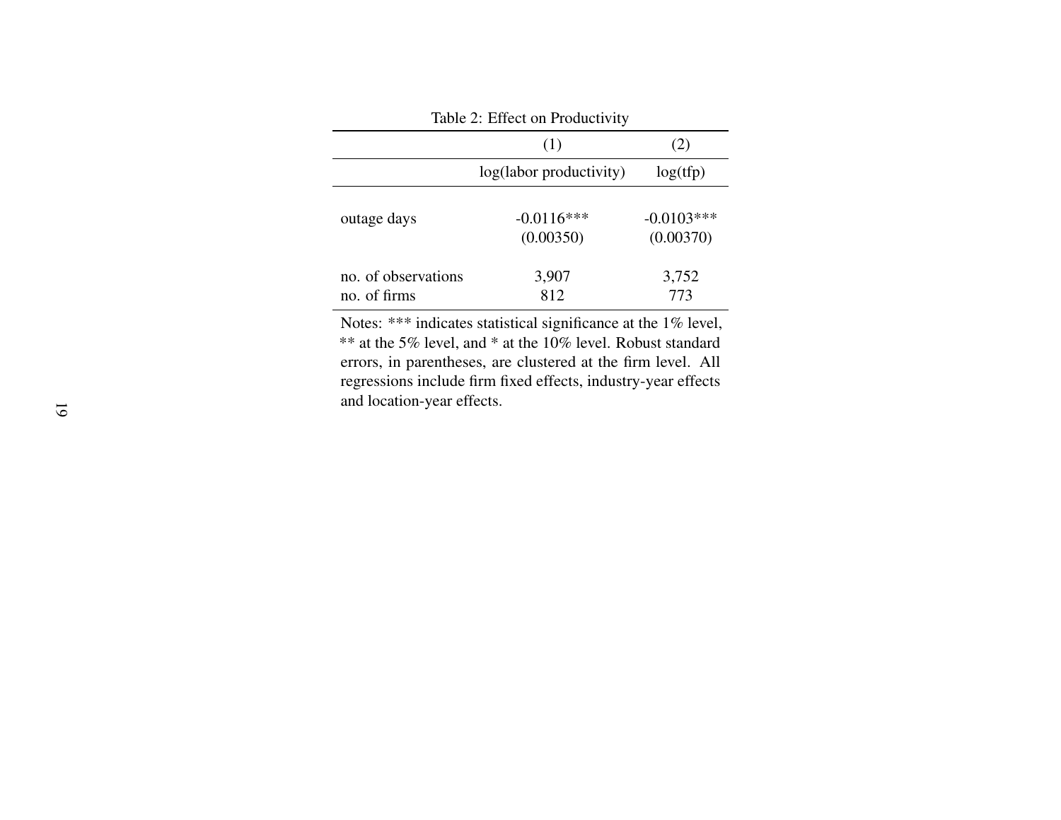Table 2: Effect on Productivity

| | (1) | (2) |
|---|---|---|
| | log(labor productivity) | log(tfp) |
| outage days | -0.0116*** | -0.0103*** |
| | (0.00350) | (0.00370) |
| no. of observations | 3,907 | 3,752 |
| no. of firms | 812 | 773 |

Notes: *** indicates statistical significance at the 1% level, ** at the 5% level, and * at the 10% level. Robust standard errors, in parentheses, are clustered at the firm level. All regressions include firm fixed effects, industry-year effects and location-year effects.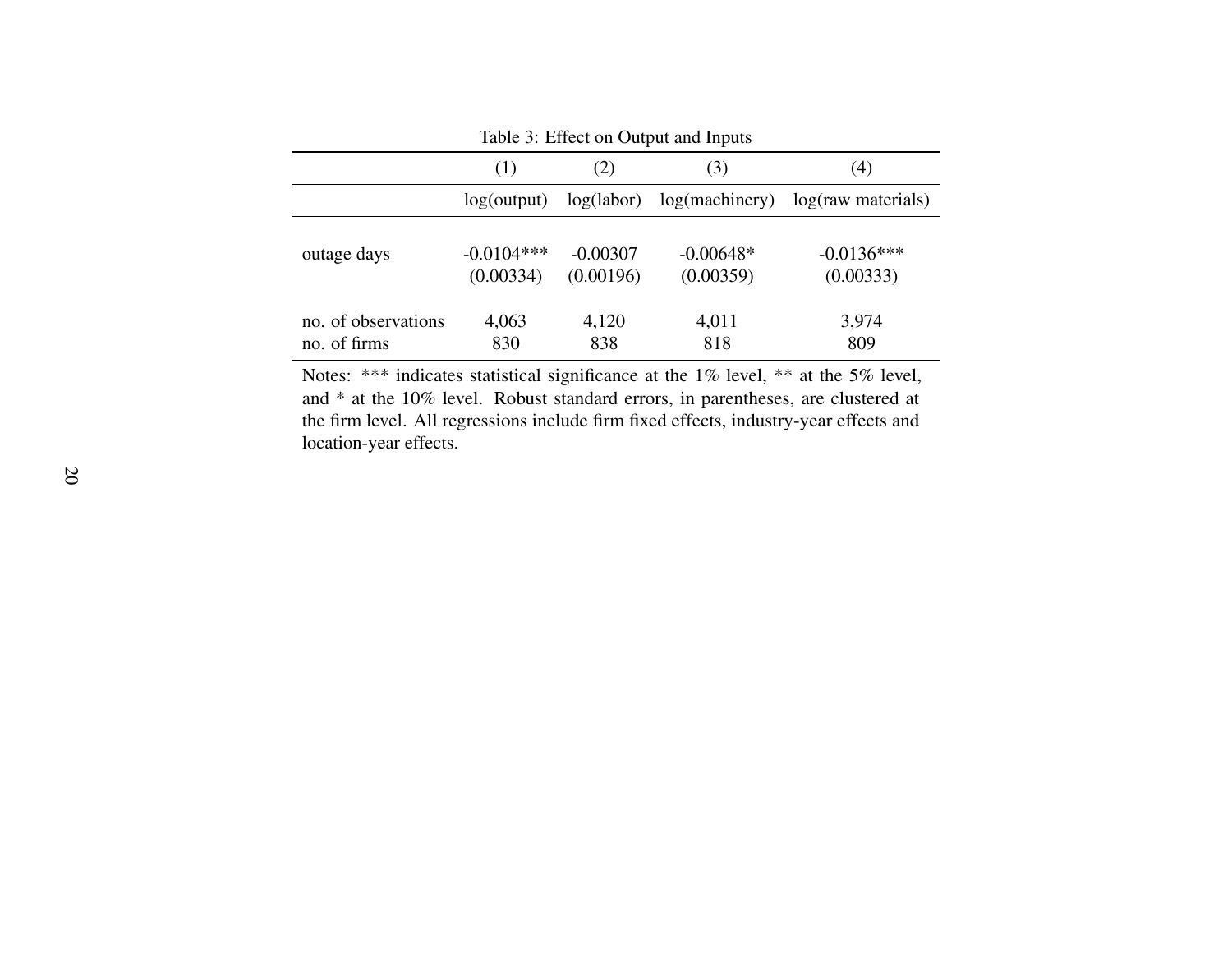Table 3: Effect on Output and Inputs

| | (1) | (2) | (3) | (4) |
|---|---|---|---|---|
| | log(output) | log(labor) | log(machinery) | log(raw materials) |
| outage days | -0.0104*** | -0.00307 | -0.00648* | -0.0136*** |
| | (0.00334) | (0.00196) | (0.00359) | (0.00333) |
| no. of observations | 4,063 | 4,120 | 4,011 | 3,974 |
| no. of firms | 830 | 838 | 818 | 809 |

Notes: *** indicates statistical significance at the 1% level, ** at the 5% level, and * at the 10% level. Robust standard errors, in parentheses, are clustered at the firm level. All regressions include firm fixed effects, industry-year effects and location-year effects.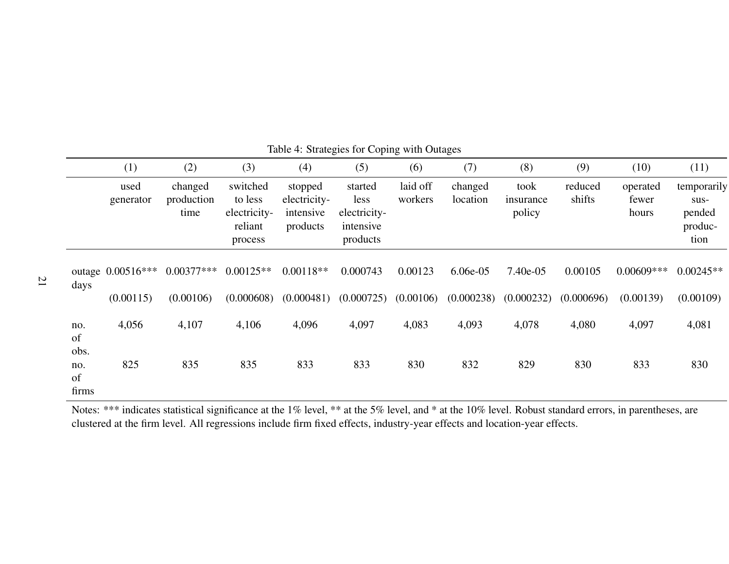Table 4: Strategies for Coping with Outages

| | (1) | (2) | (3) | (4) | (5) | (6) | (7) | (8) | (9) | (10) | (11) |
|---|---|---|---|---|---|---|---|---|---|---|---|
| | used generator | changed production time | switched to less electricity-reliant process | stopped electricity-intensive products | started less electricity-intensive products | laid off workers | changed location | took insurance policy | reduced shifts | operated fewer hours | temporarily suspended production |
| outage days | 0.00516*** | 0.00377*** | 0.00125** | 0.00118** | 0.000743 | 0.00123 | 6.06e-05 | 7.40e-05 | 0.00105 | 0.00609*** | 0.00245** |
| | (0.00115) | (0.00106) | (0.000608) | (0.000481) | (0.000725) | (0.00106) | (0.000238) | (0.000232) | (0.000696) | (0.00139) | (0.00109) |
| no. of obs. | 4,056 | 4,107 | 4,106 | 4,096 | 4,097 | 4,083 | 4,093 | 4,078 | 4,080 | 4,097 | 4,081 |
| no. of firms | 825 | 835 | 835 | 833 | 833 | 830 | 832 | 829 | 830 | 833 | 830 |

Notes: *** indicates statistical significance at the 1% level, ** at the 5% level, and * at the 10% level. Robust standard errors, in parentheses, are clustered at the firm level. All regressions include firm fixed effects, industry-year effects and location-year effects.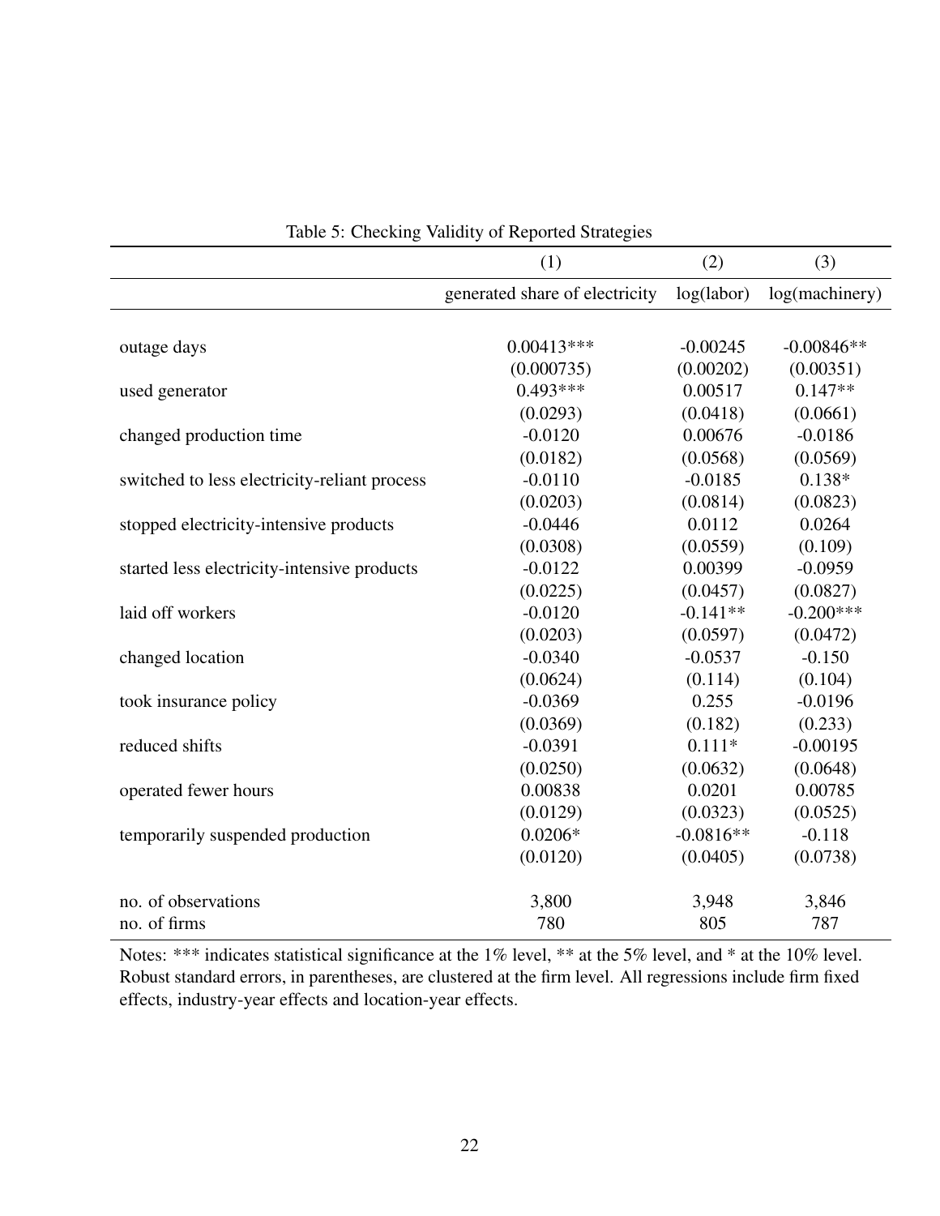Table 5: Checking Validity of Reported Strategies

| | (1) | (2) | (3) |
|---|---|---|---|
| | generated share of electricity | log(labor) | log(machinery) |
| outage days | 0.00413*** | -0.00245 | -0.00846** |
| | (0.000735) | (0.00202) | (0.00351) |
| used generator | 0.493*** | 0.00517 | 0.147** |
| | (0.0293) | (0.0418) | (0.0661) |
| changed production time | -0.0120 | 0.00676 | -0.0186 |
| | (0.0182) | (0.0568) | (0.0569) |
| switched to less electricity-reliant process | -0.0110 | -0.0185 | 0.138* |
| | (0.0203) | (0.0814) | (0.0823) |
| stopped electricity-intensive products | -0.0446 | 0.0112 | 0.0264 |
| | (0.0308) | (0.0559) | (0.109) |
| started less electricity-intensive products | -0.0122 | 0.00399 | -0.0959 |
| | (0.0225) | (0.0457) | (0.0827) |
| laid off workers | -0.0120 | -0.141** | -0.200*** |
| | (0.0203) | (0.0597) | (0.0472) |
| changed location | -0.0340 | -0.0537 | -0.150 |
| | (0.0624) | (0.114) | (0.104) |
| took insurance policy | -0.0369 | 0.255 | -0.0196 |
| | (0.0369) | (0.182) | (0.233) |
| reduced shifts | -0.0391 | 0.111* | -0.00195 |
| | (0.0250) | (0.0632) | (0.0648) |
| operated fewer hours | 0.00838 | 0.0201 | 0.00785 |
| | (0.0129) | (0.0323) | (0.0525) |
| temporarily suspended production | 0.0206* | -0.0816** | -0.118 |
| | (0.0120) | (0.0405) | (0.0738) |
| no. of observations | 3,800 | 3,948 | 3,846 |
| no. of firms | 780 | 805 | 787 |

Notes: *** indicates statistical significance at the 1% level, ** at the 5% level, and * at the 10% level. Robust standard errors, in parentheses, are clustered at the firm level. All regressions include firm fixed effects, industry-year effects and location-year effects.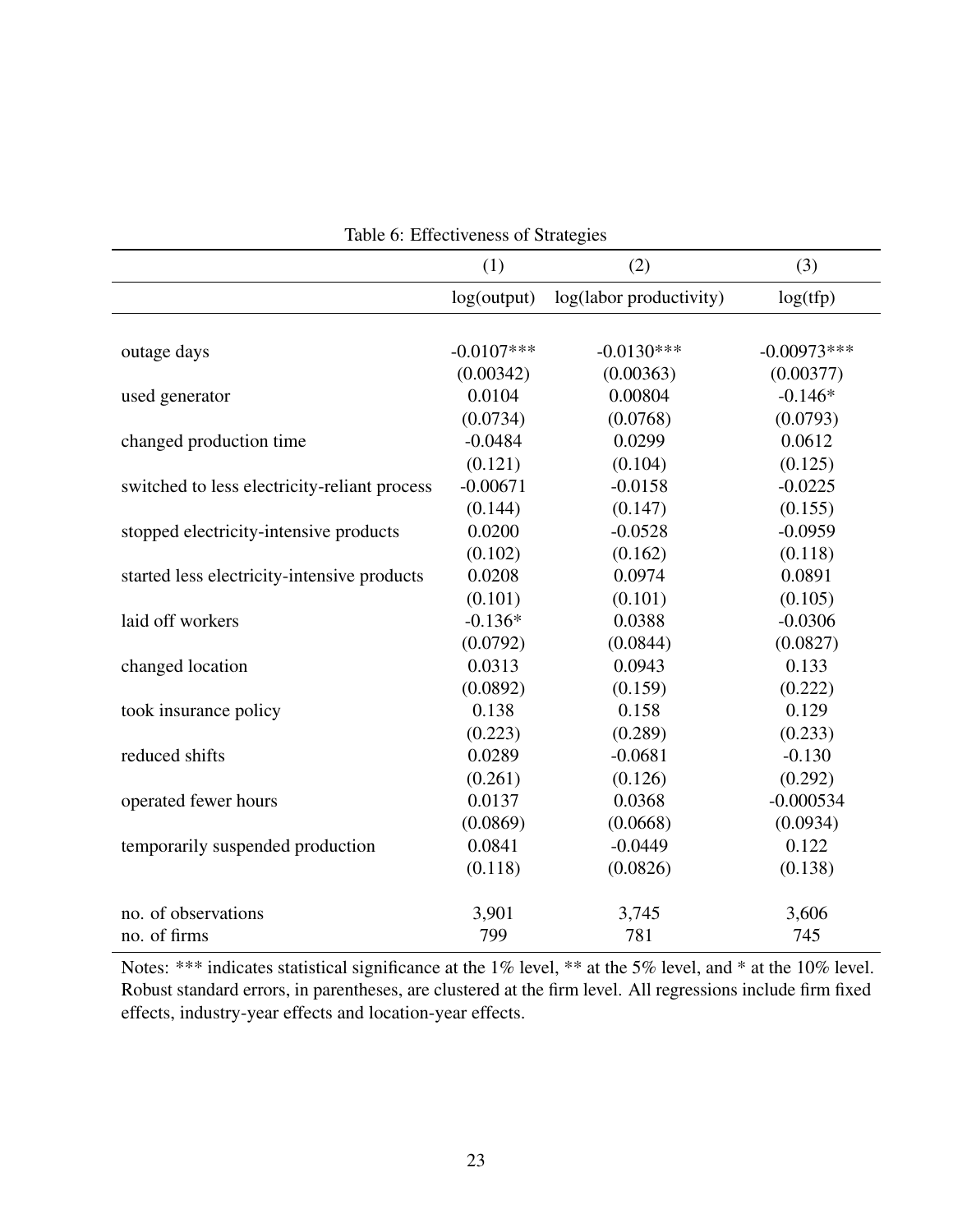Table 6: Effectiveness of Strategies

| | (1) | (2) | (3) |
|---|---|---|---|
| | log(output) | log(labor productivity) | log(tfp) |
| outage days | -0.0107*** | -0.0130*** | -0.00973*** |
| | (0.00342) | (0.00363) | (0.00377) |
| used generator | 0.0104 | 0.00804 | -0.146* |
| | (0.0734) | (0.0768) | (0.0793) |
| changed production time | -0.0484 | 0.0299 | 0.0612 |
| | (0.121) | (0.104) | (0.125) |
| switched to less electricity-reliant process | -0.00671 | -0.0158 | -0.0225 |
| | (0.144) | (0.147) | (0.155) |
| stopped electricity-intensive products | 0.0200 | -0.0528 | -0.0959 |
| | (0.102) | (0.162) | (0.118) |
| started less electricity-intensive products | 0.0208 | 0.0974 | 0.0891 |
| | (0.101) | (0.101) | (0.105) |
| laid off workers | -0.136* | 0.0388 | -0.0306 |
| | (0.0792) | (0.0844) | (0.0827) |
| changed location | 0.0313 | 0.0943 | 0.133 |
| | (0.0892) | (0.159) | (0.222) |
| took insurance policy | 0.138 | 0.158 | 0.129 |
| | (0.223) | (0.289) | (0.233) |
| reduced shifts | 0.0289 | -0.0681 | -0.130 |
| | (0.261) | (0.126) | (0.292) |
| operated fewer hours | 0.0137 | 0.0368 | -0.000534 |
| | (0.0869) | (0.0668) | (0.0934) |
| temporarily suspended production | 0.0841 | -0.0449 | 0.122 |
| | (0.118) | (0.0826) | (0.138) |
| no. of observations | 3,901 | 3,745 | 3,606 |
| no. of firms | 799 | 781 | 745 |

Notes: *** indicates statistical significance at the 1% level, ** at the 5% level, and * at the 10% level. Robust standard errors, in parentheses, are clustered at the firm level. All regressions include firm fixed effects, industry-year effects and location-year effects.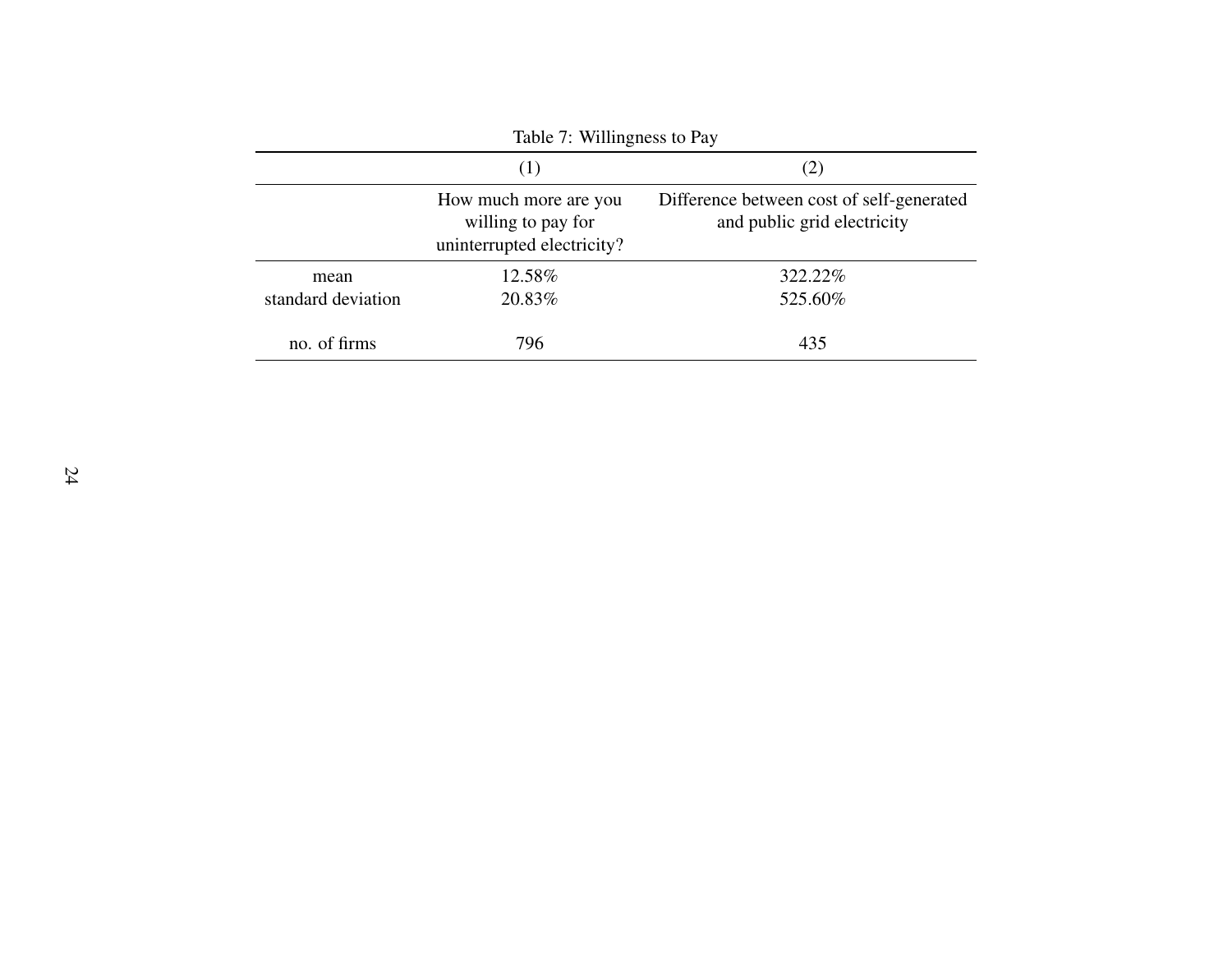Table 7: Willingness to Pay

| | (1) | (2) |
|---|---|---|
| | How much more are you willing to pay for uninterrupted electricity? | Difference between cost of self-generated and public grid electricity |
| mean | 12.58% | 322.22% |
| standard deviation | 20.83% | 525.60% |
| no. of firms | 796 | 435 |